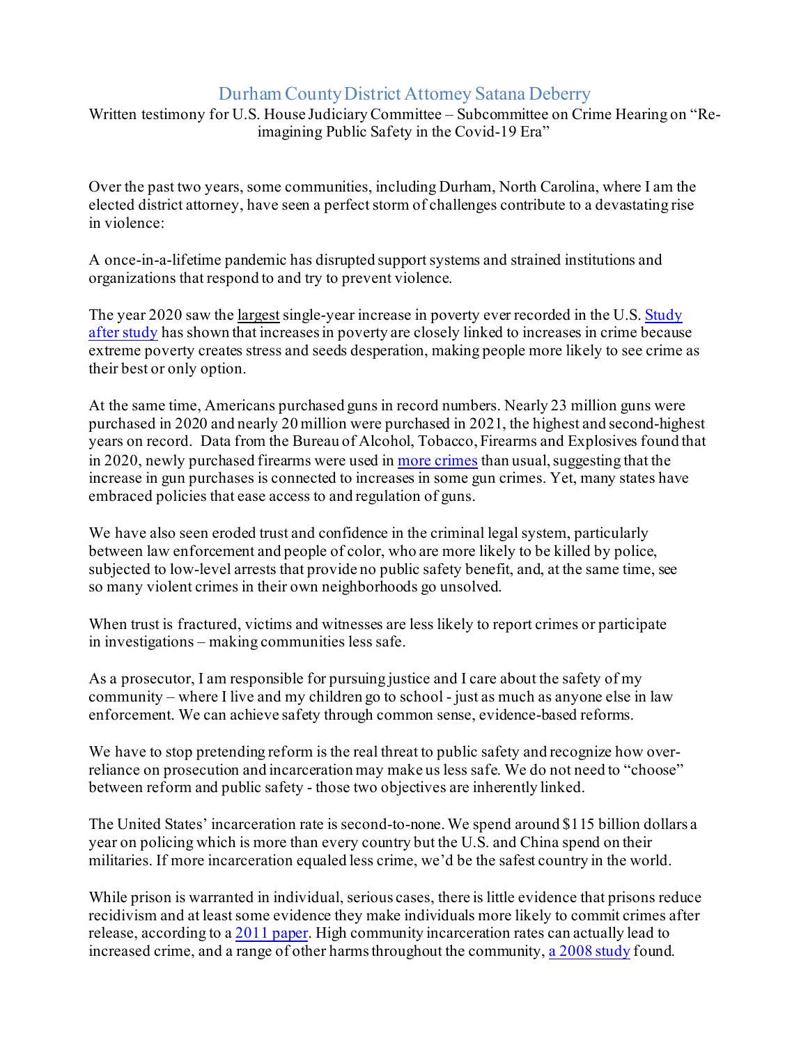# Durham County District Attorney Satana Deberry

Written testimony for U.S. House Judiciary Committee – Subcommittee on Crime Hearing on "Re-imagining Public Safety in the Covid-19 Era"

Over the past two years, some communities, including Durham, North Carolina, where I am the elected district attorney, have seen a perfect storm of challenges contribute to a devastating rise in violence:

A once-in-a-lifetime pandemic has disrupted support systems and strained institutions and organizations that respond to and try to prevent violence.

The year 2020 saw the largest single-year increase in poverty ever recorded in the U.S. Study after study has shown that increases in poverty are closely linked to increases in crime because extreme poverty creates stress and seeds desperation, making people more likely to see crime as their best or only option.

At the same time, Americans purchased guns in record numbers. Nearly 23 million guns were purchased in 2020 and nearly 20 million were purchased in 2021, the highest and second-highest years on record. Data from the Bureau of Alcohol, Tobacco, Firearms and Explosives found that in 2020, newly purchased firearms were used in more crimes than usual, suggesting that the increase in gun purchases is connected to increases in some gun crimes. Yet, many states have embraced policies that ease access to and regulation of guns.

We have also seen eroded trust and confidence in the criminal legal system, particularly between law enforcement and people of color, who are more likely to be killed by police, subjected to low-level arrests that provide no public safety benefit, and, at the same time, see so many violent crimes in their own neighborhoods go unsolved.

When trust is fractured, victims and witnesses are less likely to report crimes or participate in investigations – making communities less safe.

As a prosecutor, I am responsible for pursuing justice and I care about the safety of my community – where I live and my children go to school - just as much as anyone else in law enforcement. We can achieve safety through common sense, evidence-based reforms.

We have to stop pretending reform is the real threat to public safety and recognize how over-reliance on prosecution and incarceration may make us less safe. We do not need to "choose" between reform and public safety - those two objectives are inherently linked.

The United States' incarceration rate is second-to-none. We spend around $115 billion dollars a year on policing which is more than every country but the U.S. and China spend on their militaries. If more incarceration equaled less crime, we'd be the safest country in the world.

While prison is warranted in individual, serious cases, there is little evidence that prisons reduce recidivism and at least some evidence they make individuals more likely to commit crimes after release, according to a 2011 paper. High community incarceration rates can actually lead to increased crime, and a range of other harms throughout the community, a 2008 study found.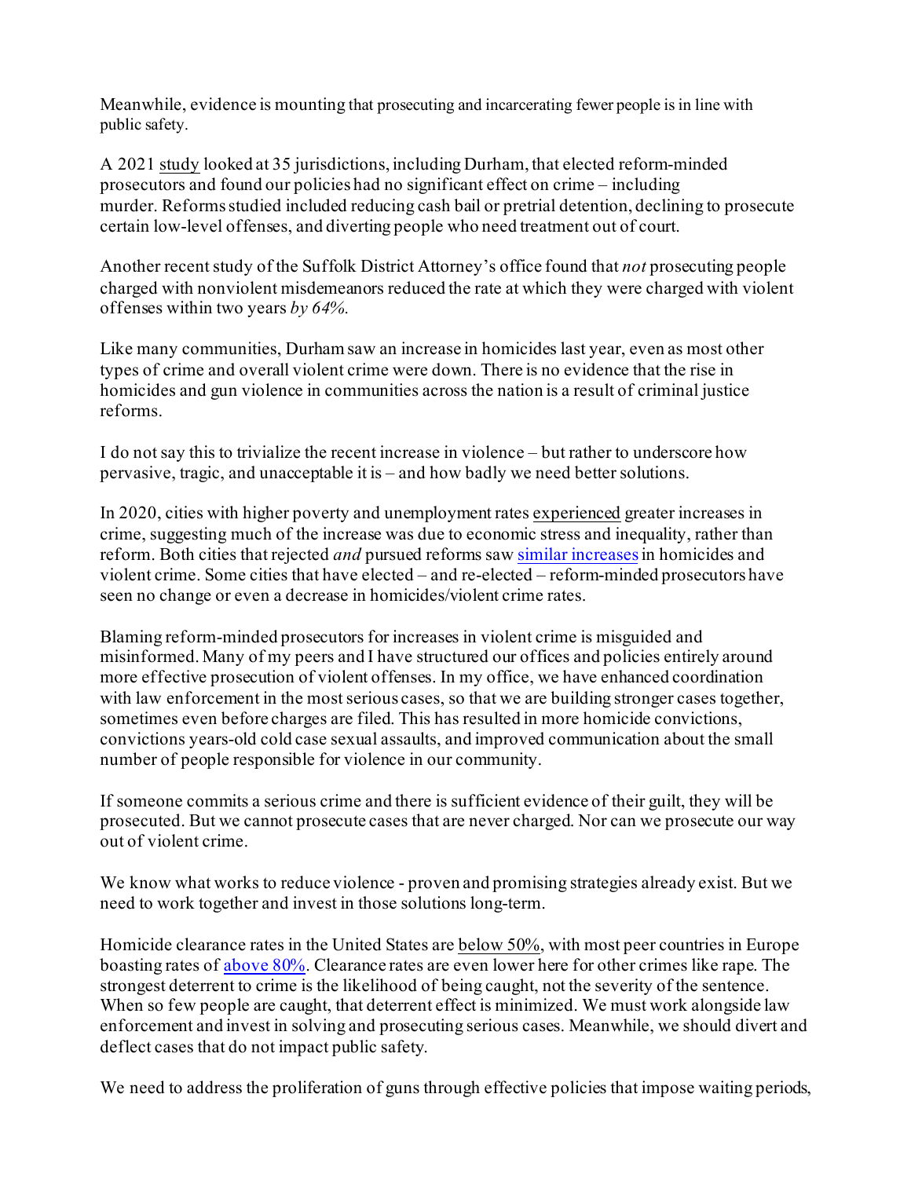Meanwhile, evidence is mounting that prosecuting and incarcerating fewer people is in line with public safety.

A 2021 study looked at 35 jurisdictions, including Durham, that elected reform-minded prosecutors and found our policies had no significant effect on crime – including murder. Reforms studied included reducing cash bail or pretrial detention, declining to prosecute certain low-level offenses, and diverting people who need treatment out of court.

Another recent study of the Suffolk District Attorney's office found that *not* prosecuting people charged with nonviolent misdemeanors reduced the rate at which they were charged with violent offenses within two years *by 64%.*

Like many communities, Durham saw an increase in homicides last year, even as most other types of crime and overall violent crime were down. There is no evidence that the rise in homicides and gun violence in communities across the nation is a result of criminal justice reforms.

I do not say this to trivialize the recent increase in violence – but rather to underscore how pervasive, tragic, and unacceptable it is – and how badly we need better solutions.

In 2020, cities with higher poverty and unemployment rates experienced greater increases in crime, suggesting much of the increase was due to economic stress and inequality, rather than reform. Both cities that rejected *and* pursued reforms saw similar increases in homicides and violent crime. Some cities that have elected – and re-elected – reform-minded prosecutors have seen no change or even a decrease in homicides/violent crime rates.

Blaming reform-minded prosecutors for increases in violent crime is misguided and misinformed. Many of my peers and I have structured our offices and policies entirely around more effective prosecution of violent offenses. In my office, we have enhanced coordination with law enforcement in the most serious cases, so that we are building stronger cases together, sometimes even before charges are filed. This has resulted in more homicide convictions, convictions years-old cold case sexual assaults, and improved communication about the small number of people responsible for violence in our community.

If someone commits a serious crime and there is sufficient evidence of their guilt, they will be prosecuted. But we cannot prosecute cases that are never charged. Nor can we prosecute our way out of violent crime.

We know what works to reduce violence - proven and promising strategies already exist. But we need to work together and invest in those solutions long-term.

Homicide clearance rates in the United States are below 50%, with most peer countries in Europe boasting rates of above 80%. Clearance rates are even lower here for other crimes like rape. The strongest deterrent to crime is the likelihood of being caught, not the severity of the sentence. When so few people are caught, that deterrent effect is minimized. We must work alongside law enforcement and invest in solving and prosecuting serious cases. Meanwhile, we should divert and deflect cases that do not impact public safety.

We need to address the proliferation of guns through effective policies that impose waiting periods,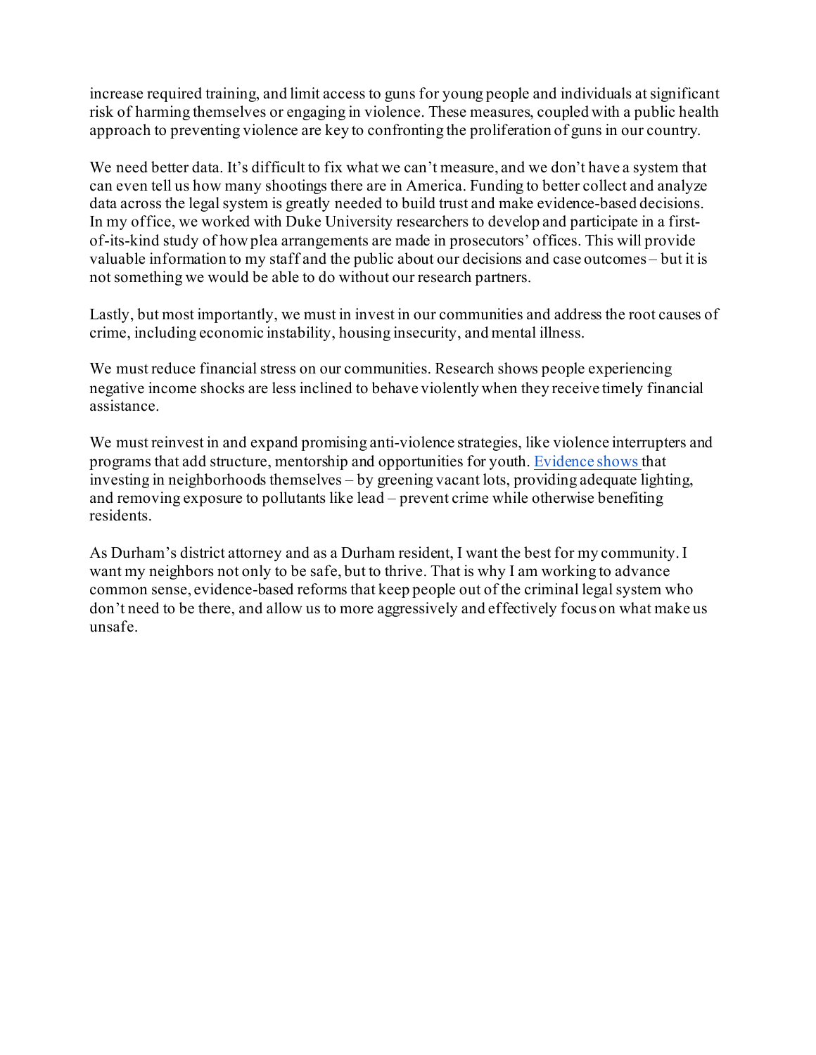increase required training, and limit access to guns for young people and individuals at significant risk of harming themselves or engaging in violence. These measures, coupled with a public health approach to preventing violence are key to confronting the proliferation of guns in our country.

We need better data. It's difficult to fix what we can't measure, and we don't have a system that can even tell us how many shootings there are in America. Funding to better collect and analyze data across the legal system is greatly needed to build trust and make evidence-based decisions. In my office, we worked with Duke University researchers to develop and participate in a first-of-its-kind study of how plea arrangements are made in prosecutors' offices. This will provide valuable information to my staff and the public about our decisions and case outcomes – but it is not something we would be able to do without our research partners.

Lastly, but most importantly, we must in invest in our communities and address the root causes of crime, including economic instability, housing insecurity, and mental illness.

We must reduce financial stress on our communities. Research shows people experiencing negative income shocks are less inclined to behave violently when they receive timely financial assistance.

We must reinvest in and expand promising anti-violence strategies, like violence interrupters and programs that add structure, mentorship and opportunities for youth. Evidence shows that investing in neighborhoods themselves – by greening vacant lots, providing adequate lighting, and removing exposure to pollutants like lead – prevent crime while otherwise benefiting residents.

As Durham's district attorney and as a Durham resident, I want the best for my community. I want my neighbors not only to be safe, but to thrive. That is why I am working to advance common sense, evidence-based reforms that keep people out of the criminal legal system who don't need to be there, and allow us to more aggressively and effectively focus on what make us unsafe.